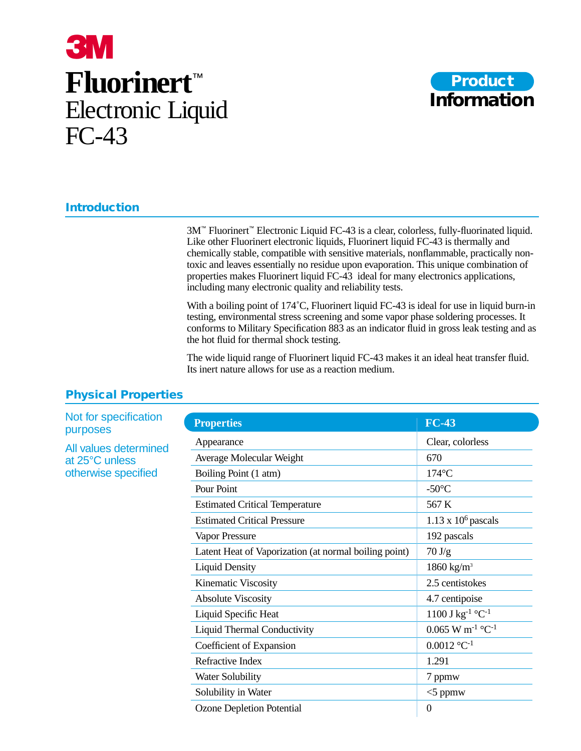# 3M

# Fluorinert™ Electronic Liquid FC-43

**Product Information**

## Introduction

3M™ Fluorinert™ Electronic Liquid FC-43 is a clear, colorless, fully-fluorinated liquid. Like other Fluorinert electronic liquids, Fluorinert liquid FC-43 is thermally and chemically stable, compatible with sensitive materials, nonflammable, practically non-toxic and leaves essentially no residue upon evaporation. This unique combination of properties makes Fluorinert liquid FC-43 ideal for many electronics applications, including many electronic quality and reliability tests.

With a boiling point of 174˚C, Fluorinert liquid FC-43 is ideal for use in liquid burn-in testing, environmental stress screening and some vapor phase soldering processes. It conforms to Military Specification 883 as an indicator fluid in gross leak testing and as the hot fluid for thermal shock testing.

The wide liquid range of Fluorinert liquid FC-43 makes it an ideal heat transfer fluid. Its inert nature allows for use as a reaction medium.

## Physical Properties

Not for specification purposes

All values determined at 25°C unless otherwise specified

| Properties | FC-43 |
|---|---|
| Appearance | Clear, colorless |
| Average Molecular Weight | 670 |
| Boiling Point (1 atm) | 174°C |
| Pour Point | -50°C |
| Estimated Critical Temperature | 567 K |
| Estimated Critical Pressure | $1.13 \times 10^6$ pascals |
| Vapor Pressure | 192 pascals |
| Latent Heat of Vaporization (at normal boiling point) | 70 J/g |
| Liquid Density | 1860 $kg/m^3$ |
| Kinematic Viscosity | 2.5 centistokes |
| Absolute Viscosity | 4.7 centipoise |
| Liquid Specific Heat | 1100 $J\ kg^{-1}\ °C^{-1}$ |
| Liquid Thermal Conductivity | 0.065 $W\ m^{-1}\ °C^{-1}$ |
| Coefficient of Expansion | 0.0012 $°C^{-1}$ |
| Refractive Index | 1.291 |
| Water Solubility | 7 ppmw |
| Solubility in Water | <5 ppmw |
| Ozone Depletion Potential | 0 |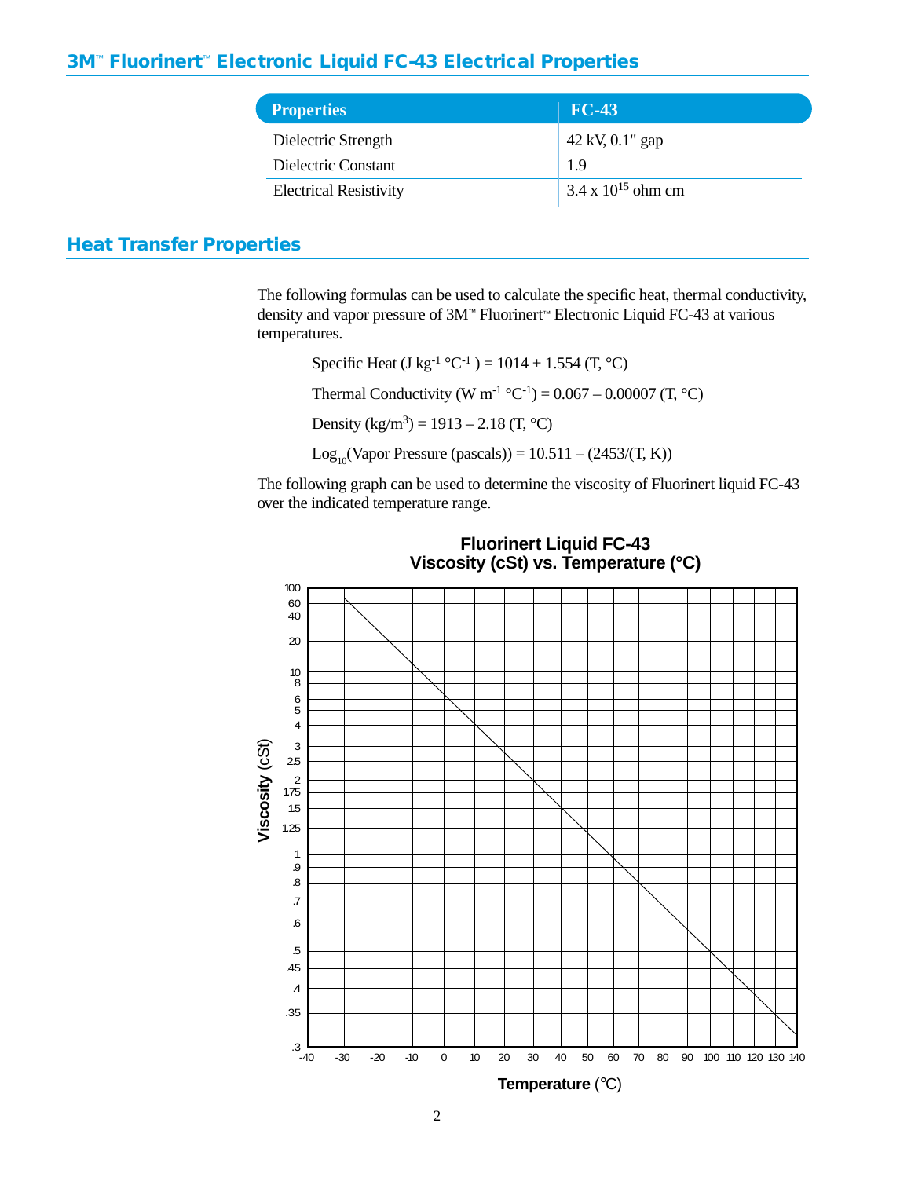## 3M™ Fluorinert™ Electronic Liquid FC-43 Electrical Properties

| Properties | FC-43 |
|---|---|
| Dielectric Strength | 42 kV, 0.1" gap |
| Dielectric Constant | 1.9 |
| Electrical Resistivity | $3.4 \times 10^{15}$ ohm cm |

## Heat Transfer Properties

The following formulas can be used to calculate the specific heat, thermal conductivity, density and vapor pressure of 3M™ Fluorinert™ Electronic Liquid FC-43 at various temperatures.

Specific Heat (J $kg^{-1}$ °$C^{-1}$ ) = 1014 + 1.554 (T, °C)

Thermal Conductivity (W $m^{-1}$ °$C^{-1}$) = 0.067 – 0.00007 (T, °C)

Density ($kg/m^3$) = 1913 – 2.18 (T, °C)

$Log_{10}$(Vapor Pressure (pascals)) = 10.511 – (2453/(T, K))

The following graph can be used to determine the viscosity of Fluorinert liquid FC-43 over the indicated temperature range.

**Fluorinert Liquid FC-43**
**Viscosity (cSt) vs. Temperature (°C)**

Viscosity (cSt): 100, 60, 40, 20, 10, 8, 6, 5, 4, 3, 2.5, 2, 1.75, 1.5, 1.25, 1, .9, .8, .7, .6, .5, .45, .4, .35, .3

Temperature (°C): -40, -30, -20, -10, 0, 10, 20, 30, 40, 50, 60, 70, 80, 90, 100, 110, 120, 130, 140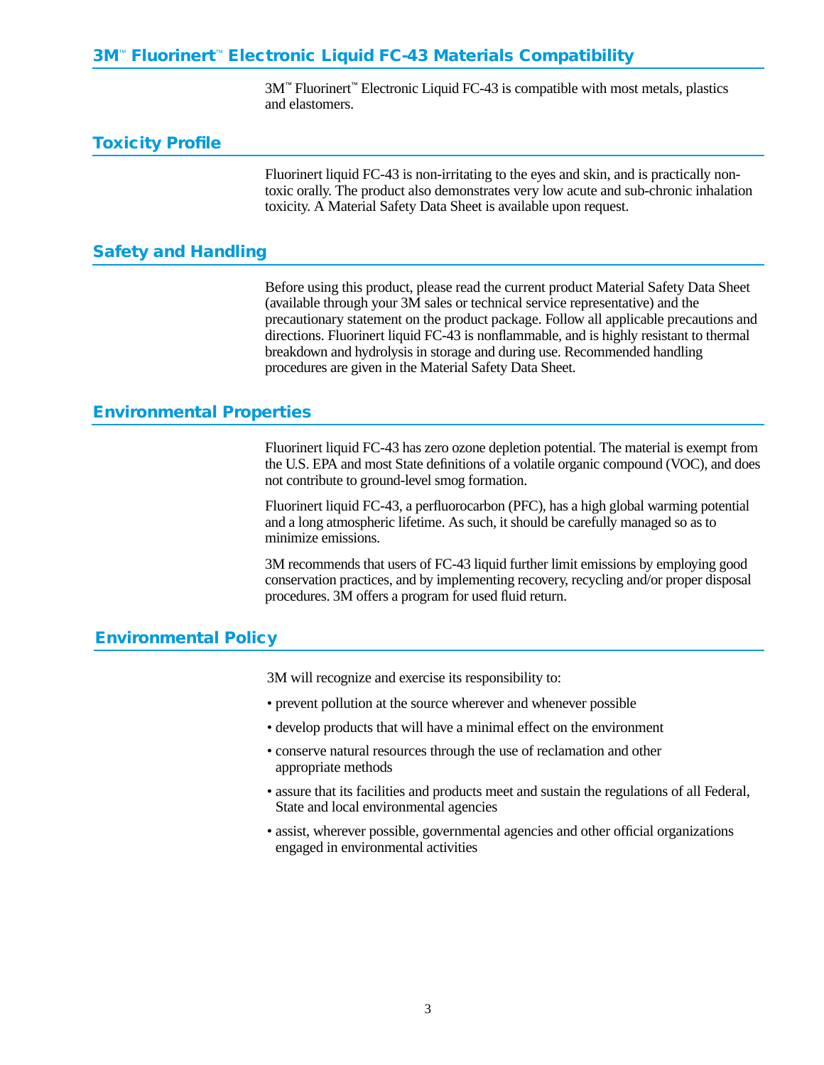## 3M™ Fluorinert™ Electronic Liquid FC-43 Materials Compatibility

3M™ Fluorinert™ Electronic Liquid FC-43 is compatible with most metals, plastics and elastomers.

## Toxicity Profile

Fluorinert liquid FC-43 is non-irritating to the eyes and skin, and is practically non-toxic orally. The product also demonstrates very low acute and sub-chronic inhalation toxicity. A Material Safety Data Sheet is available upon request.

## Safety and Handling

Before using this product, please read the current product Material Safety Data Sheet (available through your 3M sales or technical service representative) and the precautionary statement on the product package. Follow all applicable precautions and directions. Fluorinert liquid FC-43 is nonflammable, and is highly resistant to thermal breakdown and hydrolysis in storage and during use. Recommended handling procedures are given in the Material Safety Data Sheet.

## Environmental Properties

Fluorinert liquid FC-43 has zero ozone depletion potential. The material is exempt from the U.S. EPA and most State definitions of a volatile organic compound (VOC), and does not contribute to ground-level smog formation.

Fluorinert liquid FC-43, a perfluorocarbon (PFC), has a high global warming potential and a long atmospheric lifetime. As such, it should be carefully managed so as to minimize emissions.

3M recommends that users of FC-43 liquid further limit emissions by employing good conservation practices, and by implementing recovery, recycling and/or proper disposal procedures. 3M offers a program for used fluid return.

## Environmental Policy

3M will recognize and exercise its responsibility to:

- prevent pollution at the source wherever and whenever possible
- develop products that will have a minimal effect on the environment
- conserve natural resources through the use of reclamation and other appropriate methods
- assure that its facilities and products meet and sustain the regulations of all Federal, State and local environmental agencies
- assist, wherever possible, governmental agencies and other official organizations engaged in environmental activities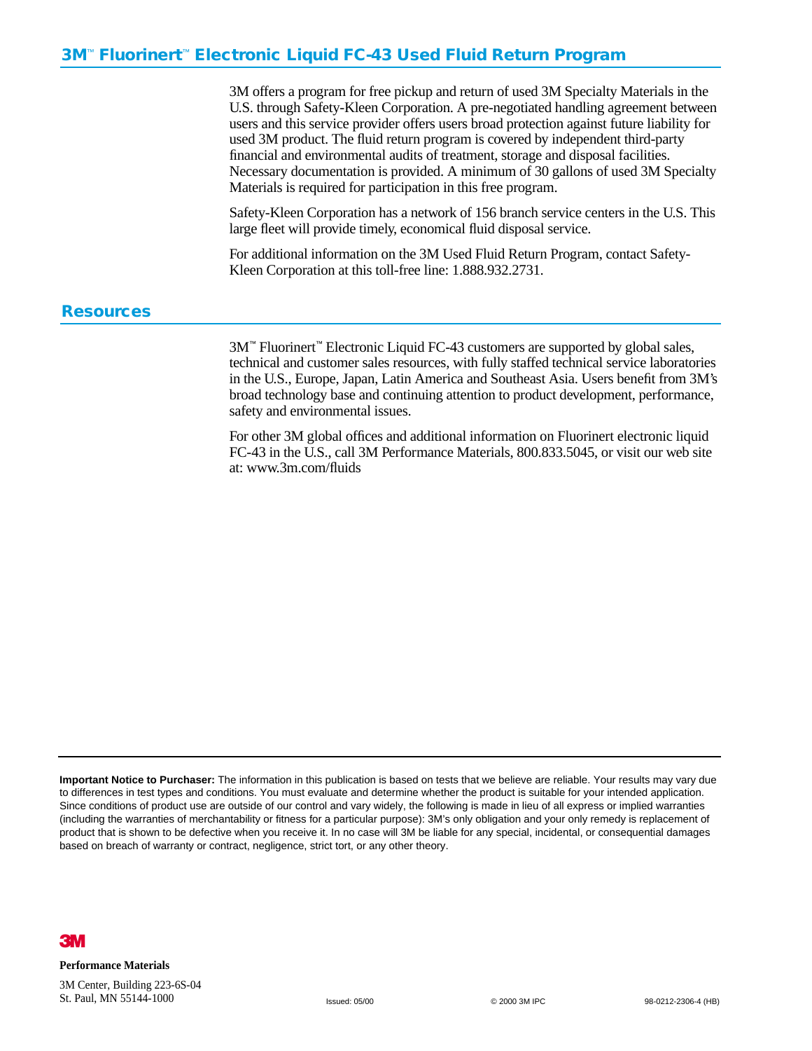## 3M™ Fluorinert™ Electronic Liquid FC-43 Used Fluid Return Program

3M offers a program for free pickup and return of used 3M Specialty Materials in the U.S. through Safety-Kleen Corporation. A pre-negotiated handling agreement between users and this service provider offers users broad protection against future liability for used 3M product. The fluid return program is covered by independent third-party financial and environmental audits of treatment, storage and disposal facilities. Necessary documentation is provided. A minimum of 30 gallons of used 3M Specialty Materials is required for participation in this free program.

Safety-Kleen Corporation has a network of 156 branch service centers in the U.S. This large fleet will provide timely, economical fluid disposal service.

For additional information on the 3M Used Fluid Return Program, contact Safety-Kleen Corporation at this toll-free line: 1.888.932.2731.

## Resources

3M™ Fluorinert™ Electronic Liquid FC-43 customers are supported by global sales, technical and customer sales resources, with fully staffed technical service laboratories in the U.S., Europe, Japan, Latin America and Southeast Asia. Users benefit from 3M's broad technology base and continuing attention to product development, performance, safety and environmental issues.

For other 3M global offices and additional information on Fluorinert electronic liquid FC-43 in the U.S., call 3M Performance Materials, 800.833.5045, or visit our web site at: www.3m.com/fluids

---

**Important Notice to Purchaser:** The information in this publication is based on tests that we believe are reliable. Your results may vary due to differences in test types and conditions. You must evaluate and determine whether the product is suitable for your intended application. Since conditions of product use are outside of our control and vary widely, the following is made in lieu of all express or implied warranties (including the warranties of merchantability or fitness for a particular purpose): 3M's only obligation and your only remedy is replacement of product that is shown to be defective when you receive it. In no case will 3M be liable for any special, incidental, or consequential damages based on breach of warranty or contract, negligence, strict tort, or any other theory.

**3M**

**Performance Materials**

3M Center, Building 223-6S-04
St. Paul, MN 55144-1000

Issued: 05/00 © 2000 3M IPC 98-0212-2306-4 (HB)